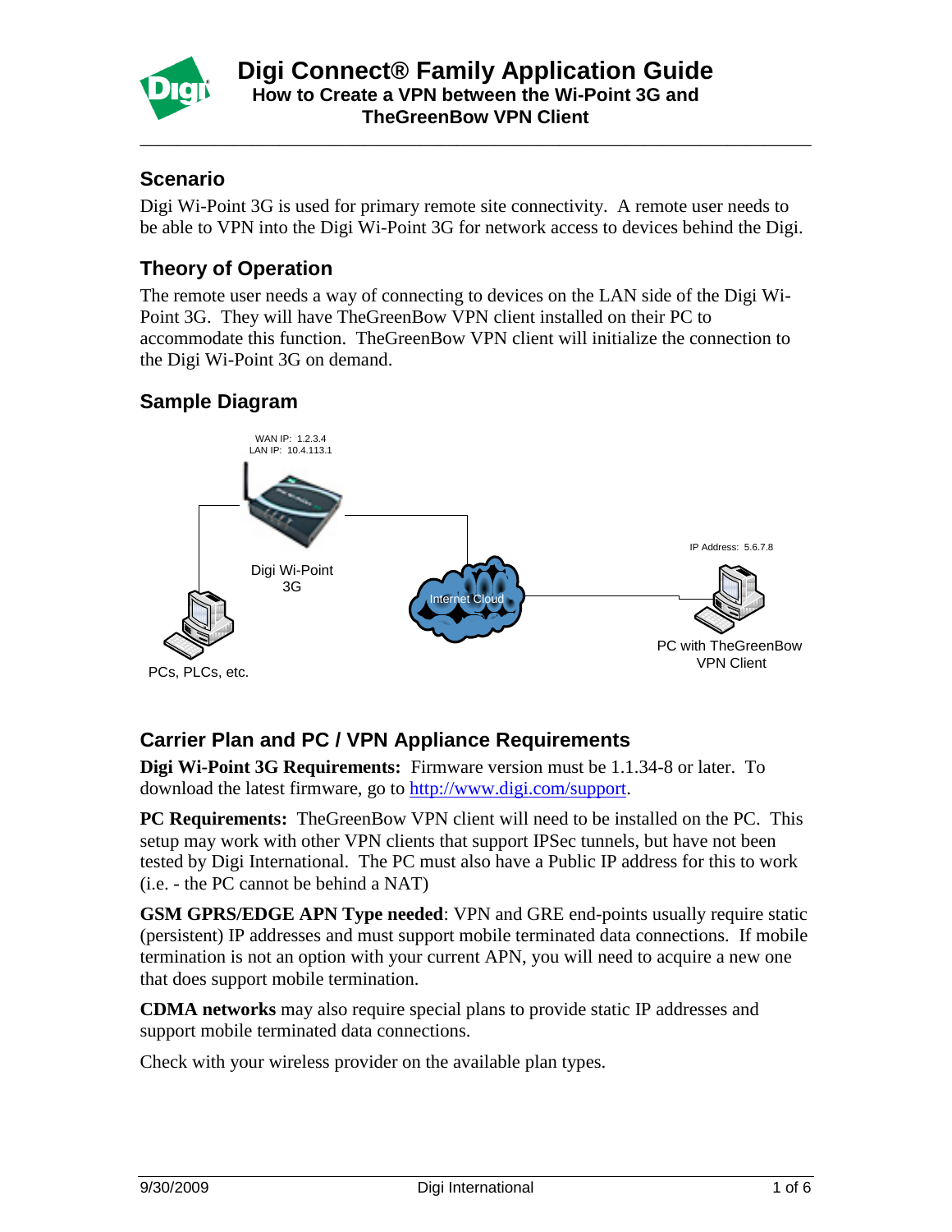# Digi Connect® Family Application Guide

## How to Create a VPN between the Wi-Point 3G and TheGreenBow VPN Client

### Scenario

Digi Wi-Point 3G is used for primary remote site connectivity. A remote user needs to be able to VPN into the Digi Wi-Point 3G for network access to devices behind the Digi.

### Theory of Operation

The remote user needs a way of connecting to devices on the LAN side of the Digi Wi-Point 3G. They will have TheGreenBow VPN client installed on their PC to accommodate this function. TheGreenBow VPN client will initialize the connection to the Digi Wi-Point 3G on demand.

### Sample Diagram

WAN IP: 1.2.3.4
LAN IP: 10.4.113.1

Digi Wi-Point 3G

Internet Cloud

IP Address: 5.6.7.8

PC with TheGreenBow VPN Client

PCs, PLCs, etc.

### Carrier Plan and PC / VPN Appliance Requirements

**Digi Wi-Point 3G Requirements:** Firmware version must be 1.1.34-8 or later. To download the latest firmware, go to http://www.digi.com/support.

**PC Requirements:** TheGreenBow VPN client will need to be installed on the PC. This setup may work with other VPN clients that support IPSec tunnels, but have not been tested by Digi International. The PC must also have a Public IP address for this to work (i.e. - the PC cannot be behind a NAT)

**GSM GPRS/EDGE APN Type needed**: VPN and GRE end-points usually require static (persistent) IP addresses and must support mobile terminated data connections. If mobile termination is not an option with your current APN, you will need to acquire a new one that does support mobile termination.

**CDMA networks** may also require special plans to provide static IP addresses and support mobile terminated data connections.

Check with your wireless provider on the available plan types.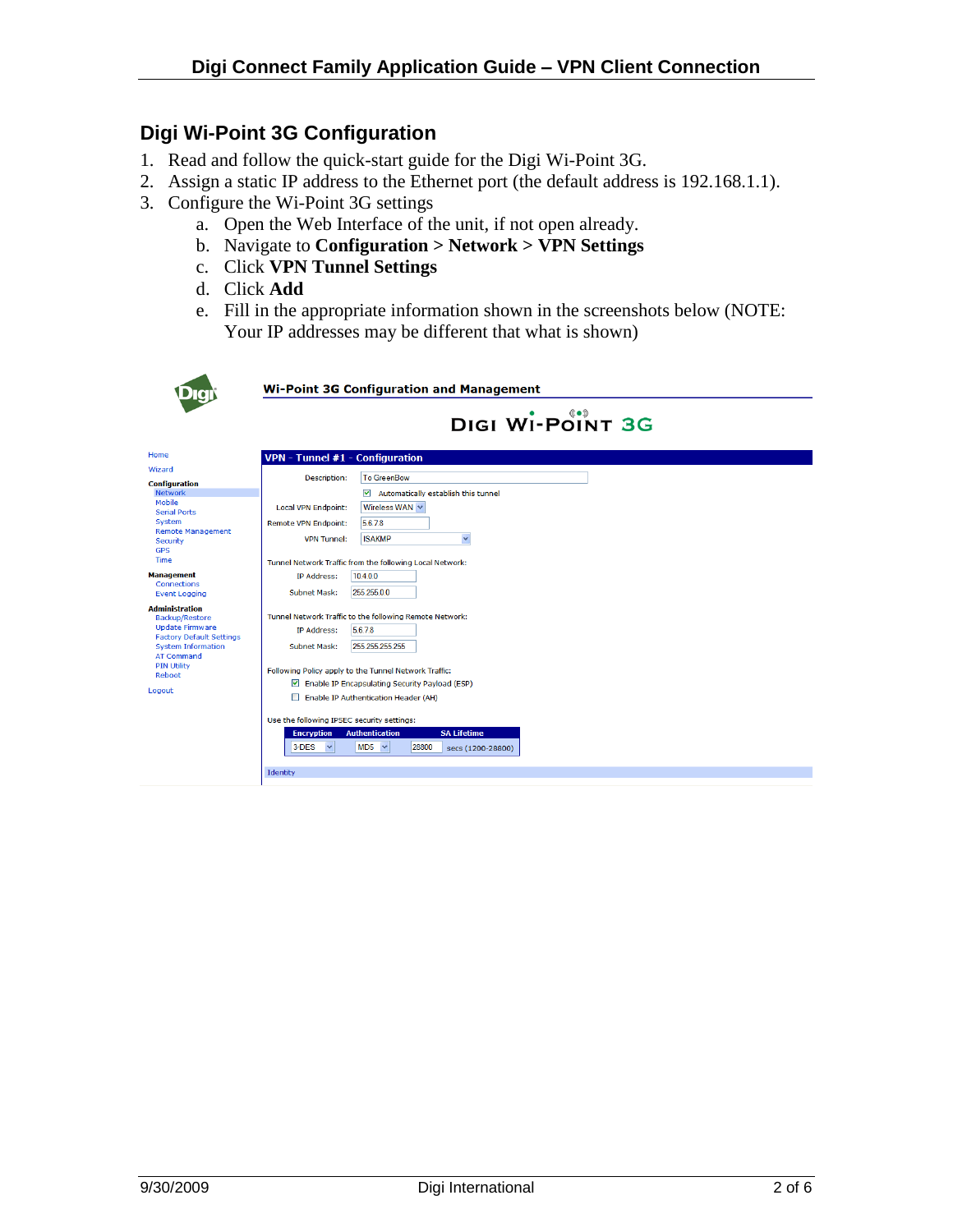## Digi Wi-Point 3G Configuration

1. Read and follow the quick-start guide for the Digi Wi-Point 3G.
2. Assign a static IP address to the Ethernet port (the default address is 192.168.1.1).
3. Configure the Wi-Point 3G settings
   a. Open the Web Interface of the unit, if not open already.
   b. Navigate to **Configuration > Network > VPN Settings**
   c. Click **VPN Tunnel Settings**
   d. Click **Add**
   e. Fill in the appropriate information shown in the screenshots below (NOTE: Your IP addresses may be different that what is shown)

Wi-Point 3G Configuration and Management

DIGI WI-POINT 3G

Home
Wizard
Configuration
Network
Mobile
Serial Ports
System
Remote Management
Security
GPS
Time
Management
Connections
Event Logging
Administration
Backup/Restore
Update Firmware
Factory Default Settings
System Information
AT Command
PIN Utility
Reboot
Logout

**VPN - Tunnel #1 - Configuration**

Description: To GreenBow

☑ Automatically establish this tunnel

Local VPN Endpoint: Wireless WAN

Remote VPN Endpoint: 5.6.7.8

VPN Tunnel: ISAKMP

Tunnel Network Traffic from the following Local Network:

IP Address: 10.4.0.0

Subnet Mask: 255.255.0.0

Tunnel Network Traffic to the following Remote Network:

IP Address: 5.6.7.8

Subnet Mask: 255.255.255.255

Following Policy apply to the Tunnel Network Traffic:

☑ Enable IP Encapsulating Security Payload (ESP)

☐ Enable IP Authentication Header (AH)

Use the following IPSEC security settings:

| Encryption | Authentication | SA Lifetime |
|---|---|---|
| 3-DES | MD5 | 28800 secs (1200-28800) |

Identity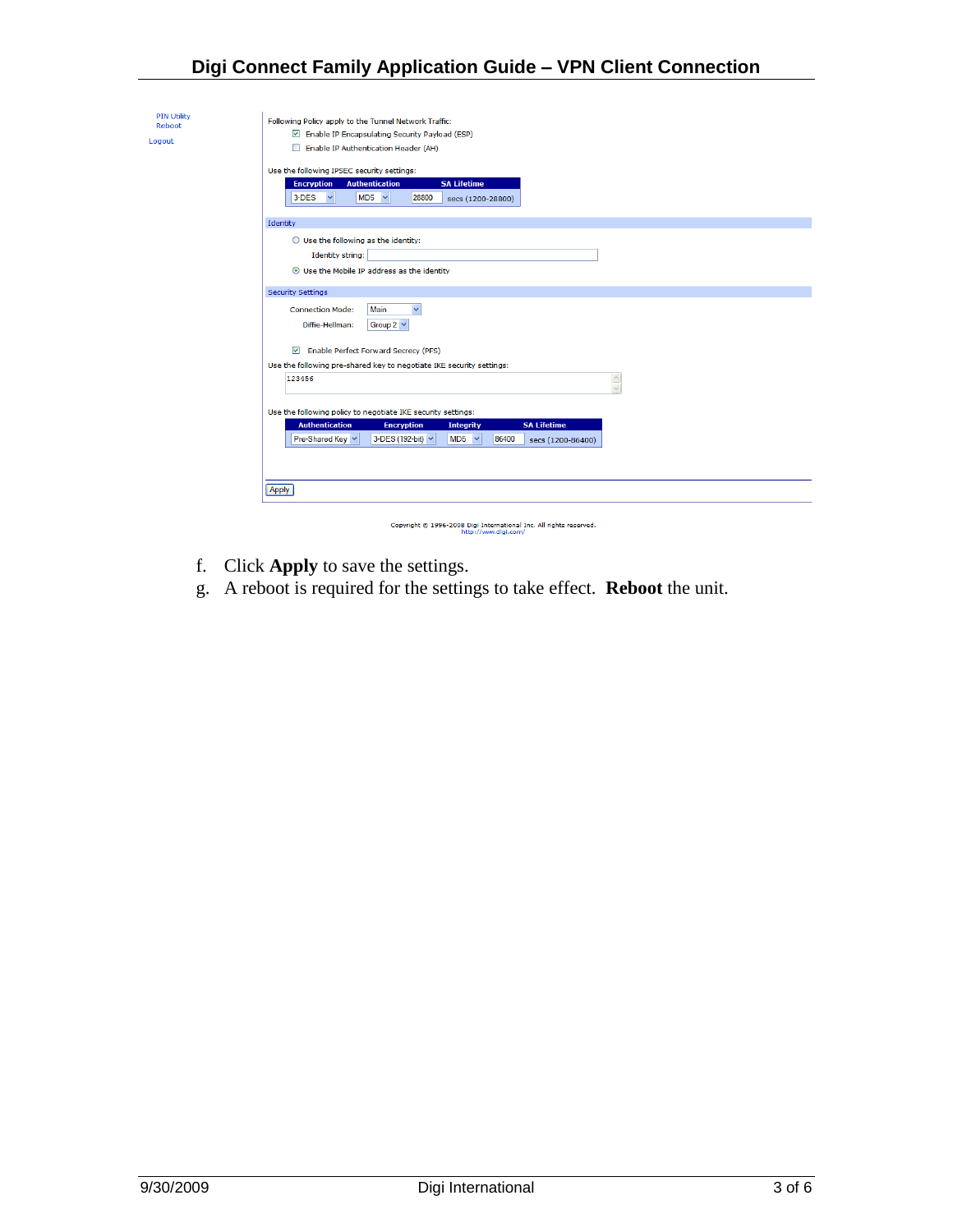PIN Utility
Reboot

Logout

Following Policy apply to the Tunnel Network Traffic:

- [x] Enable IP Encapsulating Security Payload (ESP)
- [ ] Enable IP Authentication Header (AH)

Use the following IPSEC security settings:

| Encryption | Authentication | SA Lifetime |
|---|---|---|
| 3-DES | MD5 | 28800 secs (1200-28800) |

Identity

- ( ) Use the following as the identity:
  Identity string:
- (•) Use the Mobile IP address as the identity

Security Settings

Connection Mode: Main

Diffie-Hellman: Group 2

- [x] Enable Perfect Forward Secrecy (PFS)

Use the following pre-shared key to negotiate IKE security settings:

123456

Use the following policy to negotiate IKE security settings:

| Authentication | Encryption | Integrity | SA Lifetime |
|---|---|---|---|
| Pre-Shared Key | 3-DES (192-bit) | MD5 | 86400 secs (1200-86400) |

Apply

Copyright © 1996-2008 Digi International Inc. All rights reserved.
http://www.digi.com/

f. Click **Apply** to save the settings.

g. A reboot is required for the settings to take effect. **Reboot** the unit.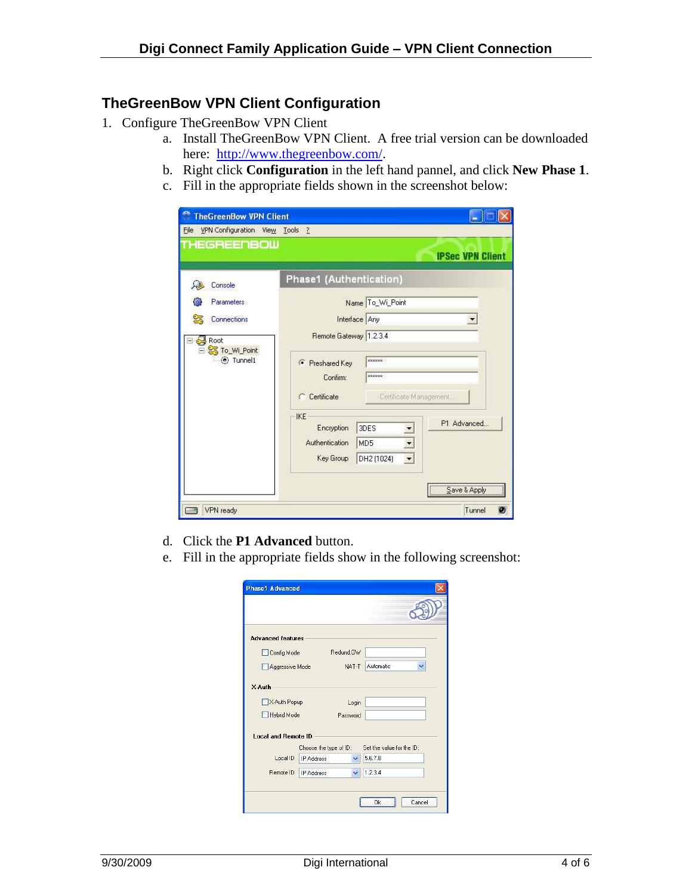## TheGreenBow VPN Client Configuration

1. Configure TheGreenBow VPN Client
   a. Install TheGreenBow VPN Client. A free trial version can be downloaded here: http://www.thegreenbow.com/.
   b. Right click **Configuration** in the left hand pannel, and click **New Phase 1**.
   c. Fill in the appropriate fields shown in the screenshot below:

   d. Click the **P1 Advanced** button.
   e. Fill in the appropriate fields show in the following screenshot: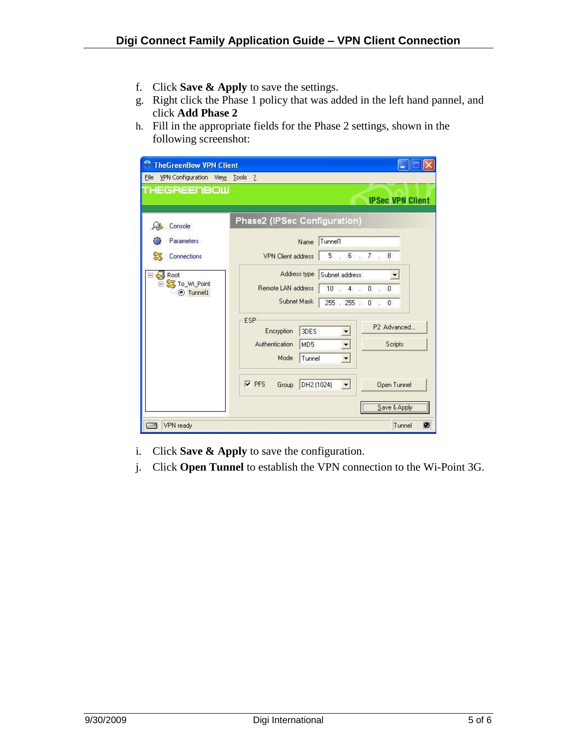f. Click **Save & Apply** to save the settings.
g. Right click the Phase 1 policy that was added in the left hand pannel, and click **Add Phase 2**
h. Fill in the appropriate fields for the Phase 2 settings, shown in the following screenshot:

i. Click **Save & Apply** to save the configuration.
j. Click **Open Tunnel** to establish the VPN connection to the Wi-Point 3G.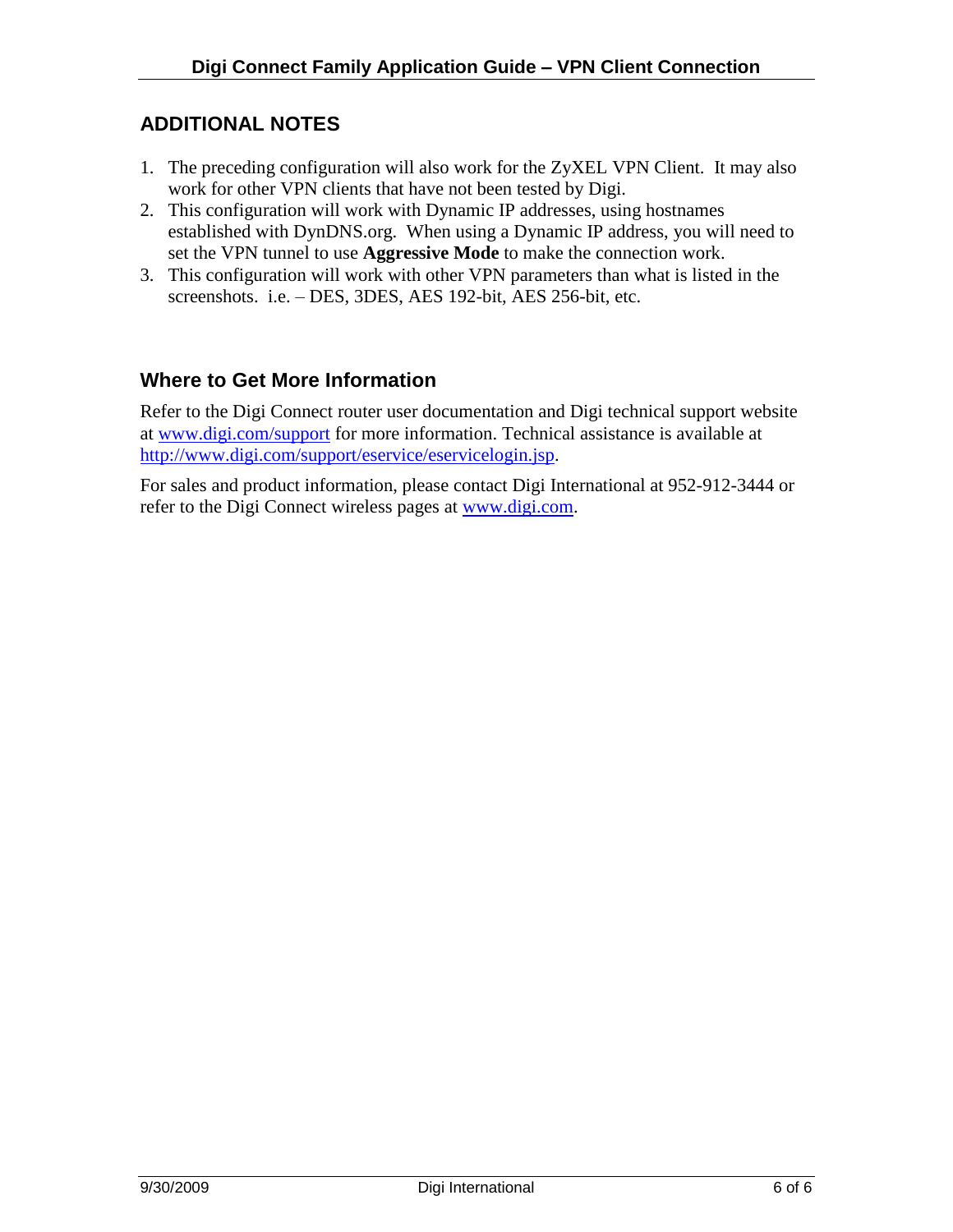## ADDITIONAL NOTES

1. The preceding configuration will also work for the ZyXEL VPN Client. It may also work for other VPN clients that have not been tested by Digi.
2. This configuration will work with Dynamic IP addresses, using hostnames established with DynDNS.org. When using a Dynamic IP address, you will need to set the VPN tunnel to use **Aggressive Mode** to make the connection work.
3. This configuration will work with other VPN parameters than what is listed in the screenshots. i.e. – DES, 3DES, AES 192-bit, AES 256-bit, etc.

### Where to Get More Information

Refer to the Digi Connect router user documentation and Digi technical support website at [www.digi.com/support](http://www.digi.com/support) for more information. Technical assistance is available at [http://www.digi.com/support/eservice/eservicelogin.jsp](http://www.digi.com/support/eservice/eservicelogin.jsp).

For sales and product information, please contact Digi International at 952-912-3444 or refer to the Digi Connect wireless pages at [www.digi.com](http://www.digi.com).